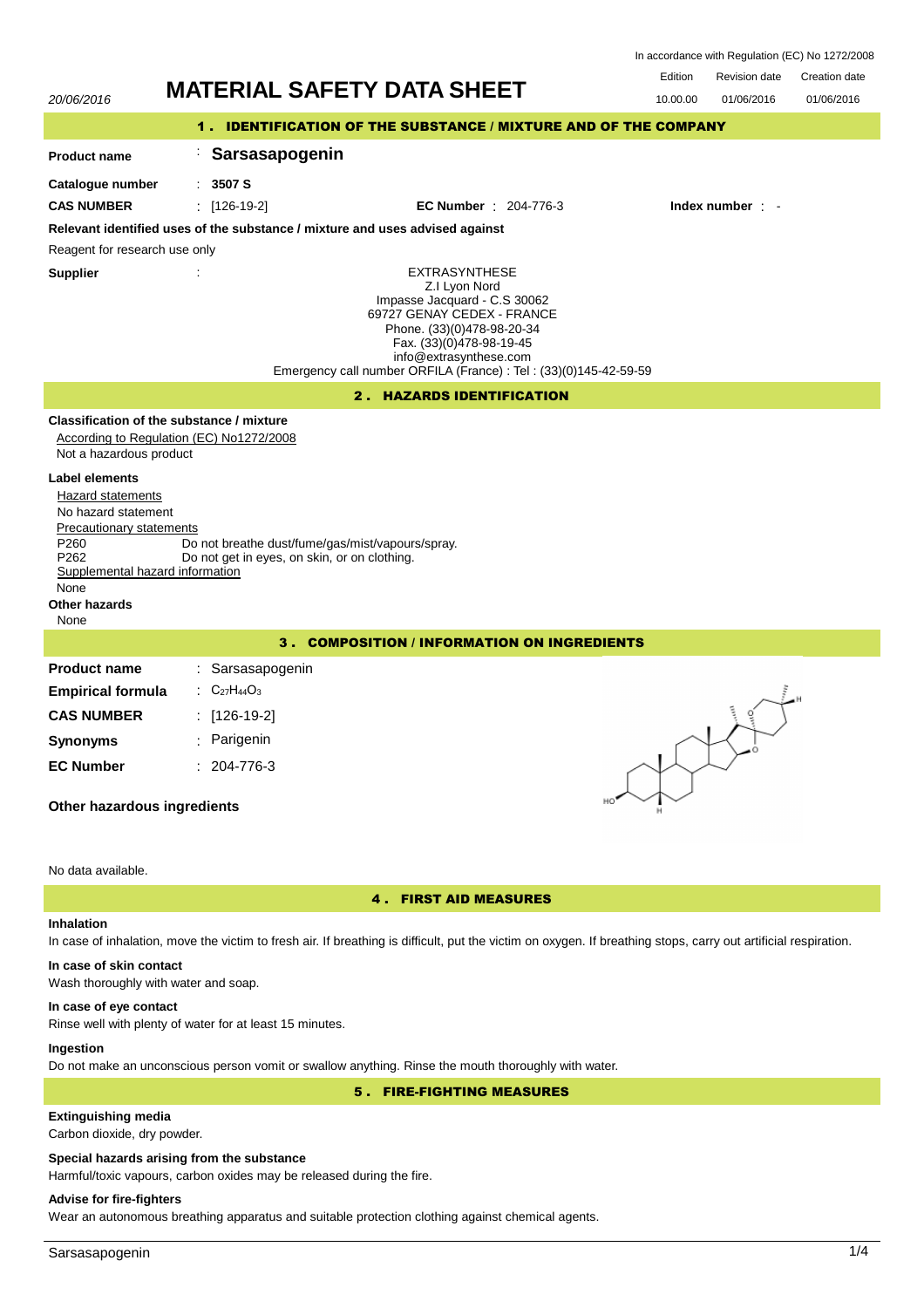In accordance with Regulation (EC) No 1272/2008

| Edition | Revision date | Creation date |
|---|---|---|
| 10.00.00 | 01/06/2016 | 01/06/2016 |

20/06/2016

# MATERIAL SAFETY DATA SHEET

## 1 . IDENTIFICATION OF THE SUBSTANCE / MIXTURE AND OF THE COMPANY

**Product name** : **Sarsasapogenin**

**Catalogue number** : **3507 S**

**CAS NUMBER** : [126-19-2] **EC Number** : 204-776-3 **Index number** : -

**Relevant identified uses of the substance / mixture and uses advised against**

Reagent for research use only

**Supplier** :

EXTRASYNTHESE
Z.I Lyon Nord
Impasse Jacquard - C.S 30062
69727 GENAY CEDEX - FRANCE
Phone. (33)(0)478-98-20-34
Fax. (33)(0)478-98-19-45
info@extrasynthese.com
Emergency call number ORFILA (France) : Tel : (33)(0)145-42-59-59

## 2 . HAZARDS IDENTIFICATION

**Classification of the substance / mixture**

According to Regulation (EC) No1272/2008

Not a hazardous product

**Label elements**

Hazard statements

No hazard statement

Precautionary statements

P260 Do not breathe dust/fume/gas/mist/vapours/spray.
P262 Do not get in eyes, on skin, or on clothing.

Supplemental hazard information

None

**Other hazards**

None

## 3 . COMPOSITION / INFORMATION ON INGREDIENTS

**Product name** : Sarsasapogenin

**Empirical formula** : $C_{27}H_{44}O_3$

**CAS NUMBER** : [126-19-2]

**Synonyms** : Parigenin

**EC Number** : 204-776-3

**Other hazardous ingredients**

No data available.

## 4 . FIRST AID MEASURES

**Inhalation**

In case of inhalation, move the victim to fresh air. If breathing is difficult, put the victim on oxygen. If breathing stops, carry out artificial respiration.

**In case of skin contact**

Wash thoroughly with water and soap.

**In case of eye contact**

Rinse well with plenty of water for at least 15 minutes.

**Ingestion**

Do not make an unconscious person vomit or swallow anything. Rinse the mouth thoroughly with water.

## 5 . FIRE-FIGHTING MEASURES

**Extinguishing media**

Carbon dioxide, dry powder.

**Special hazards arising from the substance**

Harmful/toxic vapours, carbon oxides may be released during the fire.

**Advise for fire-fighters**

Wear an autonomous breathing apparatus and suitable protection clothing against chemical agents.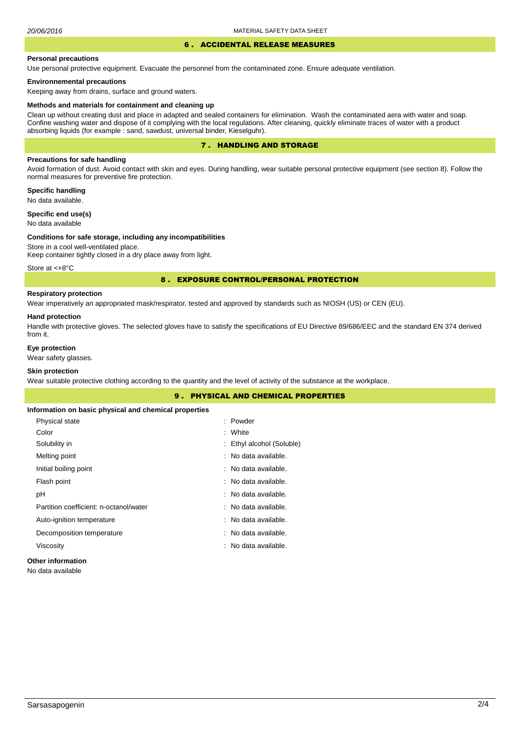## 6 . ACCIDENTAL RELEASE MEASURES

### Personal precautions

Use personal protective equipment. Evacuate the personnel from the contaminated zone. Ensure adequate ventilation.

### Environnemental precautions

Keeping away from drains, surface and ground waters.

### Methods and materials for containment and cleaning up

Clean up without creating dust and place in adapted and sealed containers for elimination. Wash the contaminated aera with water and soap. Confine washing water and dispose of it complying with the local regulations. After cleaning, quickly eliminate traces of water with a product absorbing liquids (for example : sand, sawdust, universal binder, Kieselguhr).

## 7 . HANDLING AND STORAGE

### Precautions for safe handling

Avoid formation of dust. Avoid contact with skin and eyes. During handling, wear suitable personal protective equipment (see section 8). Follow the normal measures for preventive fire protection.

### Specific handling

No data available.

### Specific end use(s)

No data available

### Conditions for safe storage, including any incompatibilities

Store in a cool well-ventilated place.
Keep container tightly closed in a dry place away from light.

Store at <+8°C

## 8 . EXPOSURE CONTROL/PERSONAL PROTECTION

### Respiratory protection

Wear imperatively an appropriated mask/respirator, tested and approved by standards such as NIOSH (US) or CEN (EU).

### Hand protection

Handle with protective gloves. The selected gloves have to satisfy the specifications of EU Directive 89/686/EEC and the standard EN 374 derived from it.

### Eye protection

Wear safety glasses.

### Skin protection

Wear suitable protective clothing according to the quantity and the level of activity of the substance at the workplace.

## 9 . PHYSICAL AND CHEMICAL PROPERTIES

### Information on basic physical and chemical properties

| | |
|---|---|
| Physical state | : Powder |
| Color | : White |
| Solubility in | : Ethyl alcohol (Soluble) |
| Melting point | : No data available. |
| Initial boiling point | : No data available. |
| Flash point | : No data available. |
| pH | : No data available. |
| Partition coefficient: n-octanol/water | : No data available. |
| Auto-ignition temperature | : No data available. |
| Decomposition temperature | : No data available. |
| Viscosity | : No data available. |

### Other information

No data available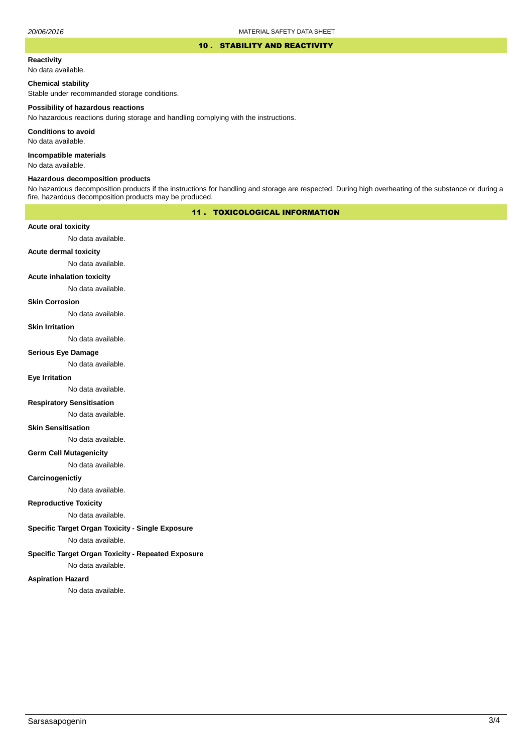## 10 . STABILITY AND REACTIVITY

**Reactivity**

No data available.

**Chemical stability**

Stable under recommanded storage conditions.

**Possibility of hazardous reactions**

No hazardous reactions during storage and handling complying with the instructions.

**Conditions to avoid**

No data available.

**Incompatible materials**

No data available.

**Hazardous decomposition products**

No hazardous decomposition products if the instructions for handling and storage are respected. During high overheating of the substance or during a fire, hazardous decomposition products may be produced.

## 11 . TOXICOLOGICAL INFORMATION

**Acute oral toxicity**

No data available.

**Acute dermal toxicity**

No data available.

**Acute inhalation toxicity**

No data available.

**Skin Corrosion**

No data available.

**Skin Irritation**

No data available.

**Serious Eye Damage**

No data available.

**Eye Irritation**

No data available.

**Respiratory Sensitisation**

No data available.

**Skin Sensitisation**

No data available.

**Germ Cell Mutagenicity**

No data available.

**Carcinogenictiy**

No data available.

**Reproductive Toxicity**

No data available.

**Specific Target Organ Toxicity - Single Exposure**

No data available.

**Specific Target Organ Toxicity - Repeated Exposure**

No data available.

**Aspiration Hazard**

No data available.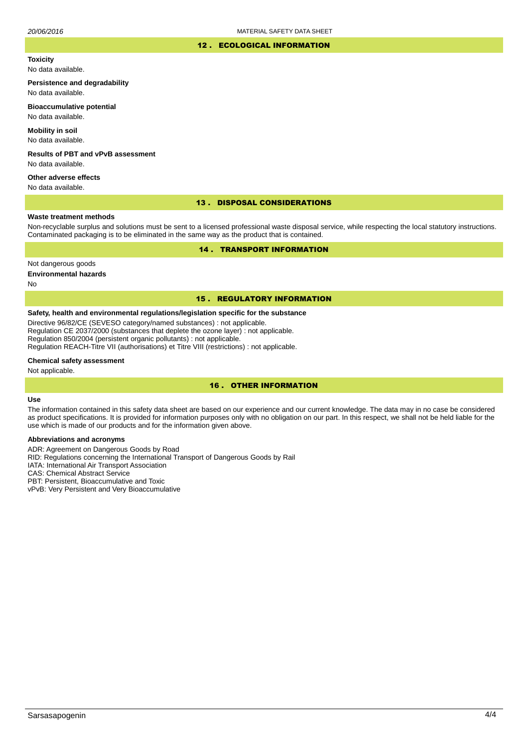## 12 . ECOLOGICAL INFORMATION

**Toxicity**

No data available.

**Persistence and degradability**

No data available.

**Bioaccumulative potential**

No data available.

**Mobility in soil**

No data available.

**Results of PBT and vPvB assessment**

No data available.

**Other adverse effects**

No data available.

## 13 . DISPOSAL CONSIDERATIONS

**Waste treatment methods**

Non-recyclable surplus and solutions must be sent to a licensed professional waste disposal service, while respecting the local statutory instructions. Contaminated packaging is to be eliminated in the same way as the product that is contained.

## 14 . TRANSPORT INFORMATION

Not dangerous goods

**Environmental hazards**

No

## 15 . REGULATORY INFORMATION

**Safety, health and environmental regulations/legislation specific for the substance**

Directive 96/82/CE (SEVESO category/named substances) : not applicable.
Regulation CE 2037/2000 (substances that deplete the ozone layer) : not applicable.
Regulation 850/2004 (persistent organic pollutants) : not applicable.
Regulation REACH-Titre VII (authorisations) et Titre VIII (restrictions) : not applicable.

**Chemical safety assessment**

Not applicable.

## 16 . OTHER INFORMATION

**Use**

The information contained in this safety data sheet are based on our experience and our current knowledge. The data may in no case be considered as product specifications. It is provided for information purposes only with no obligation on our part. In this respect, we shall not be held liable for the use which is made of our products and for the information given above.

**Abbreviations and acronyms**

ADR: Agreement on Dangerous Goods by Road
RID: Regulations concerning the International Transport of Dangerous Goods by Rail
IATA: International Air Transport Association
CAS: Chemical Abstract Service
PBT: Persistent, Bioaccumulative and Toxic
vPvB: Very Persistent and Very Bioaccumulative